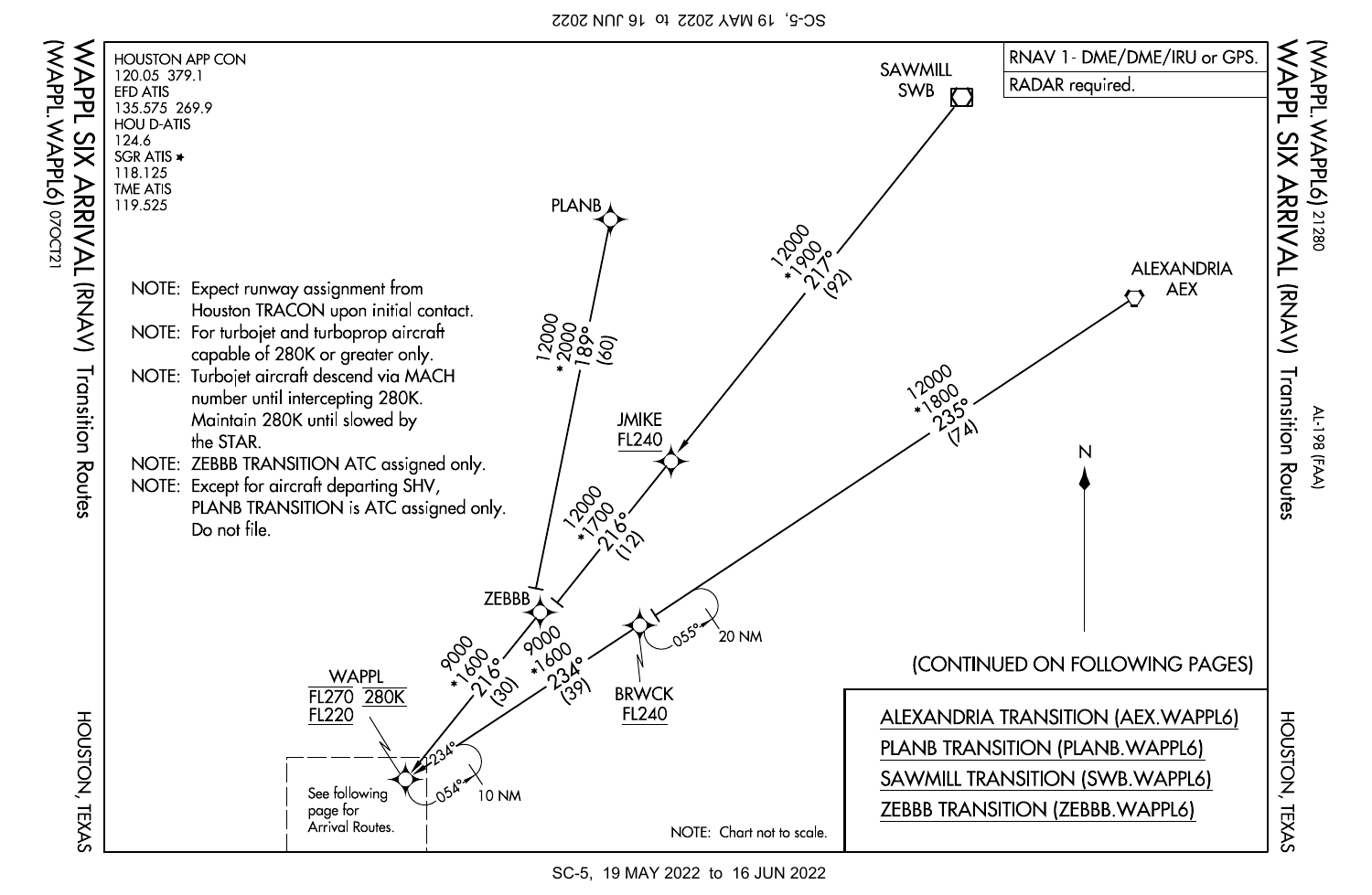# WAPPL SIX ARRIVAL (RNAV) Transition Routes

(WAPPL.WAPPL6) 07OCT21

HOUSTON, TEXAS

AL-198 (FAA) 21280

HOUSTON APP CON
120.05 379.1
EFD ATIS
135.575 269.9
HOU D-ATIS
124.6
SGR ATIS *
118.125
TME ATIS
119.525

RNAV 1- DME/DME/IRU or GPS.
RADAR required.

NOTE: Expect runway assignment from Houston TRACON upon initial contact.
NOTE: For turbojet and turboprop aircraft capable of 280K or greater only.
NOTE: Turbojet aircraft descend via MACH number until intercepting 280K. Maintain 280K until slowed by the STAR.
NOTE: ZEBBB TRANSITION ATC assigned only.
NOTE: Except for aircraft departing SHV, PLANB TRANSITION is ATC assigned only. Do not file.

SAWMILL SWB

12000 *1900 217° (92)

PLANB

12000 *2000 189° (60)

ALEXANDRIA AEX

12000 *1800 235° (74)

JMIKE FL240

12000 *1700 216° (12)

ZEBBB

BRWCK FL240

055° 20 NM

9000 *1600 216° (30)

9000 *1600 234° (39)

WAPPL
FL270 280K
FL220

234° 054° 10 NM

See following page for Arrival Routes.

N

(CONTINUED ON FOLLOWING PAGES)

ALEXANDRIA TRANSITION (AEX.WAPPL6)
PLANB TRANSITION (PLANB.WAPPL6)
SAWMILL TRANSITION (SWB.WAPPL6)
ZEBBB TRANSITION (ZEBBB.WAPPL6)

NOTE: Chart not to scale.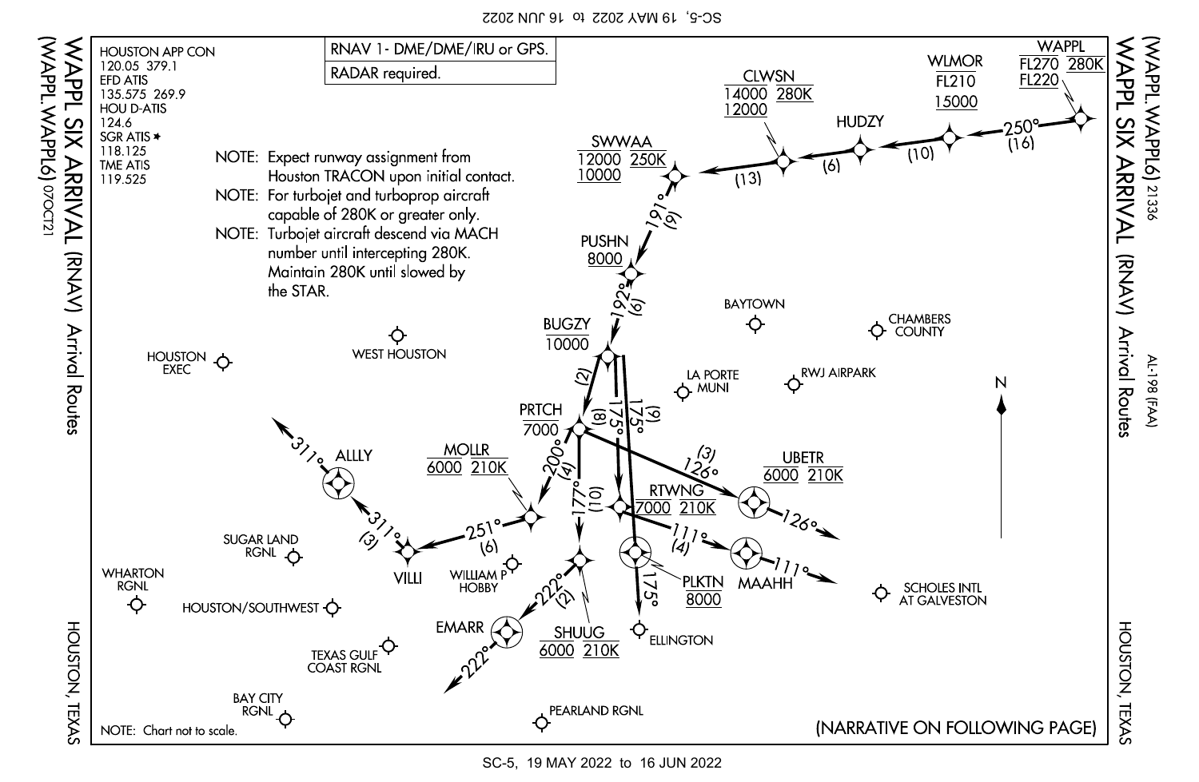# WAPPL SIX ARRIVAL (RNAV) Arrival Routes

(WAPPL.WAPPL6) 21336

AL-198 (FAA)

HOUSTON, TEXAS

HOUSTON APP CON
120.05 379.1
EFD ATIS
135.575 269.9
HOU D-ATIS
124.6
SGR ATIS ★
118.125
TME ATIS
119.525

| RNAV 1- DME/DME/IRU or GPS. |
|---|
| RADAR required. |

NOTE: Expect runway assignment from Houston TRACON upon initial contact.

NOTE: For turbojet and turboprop aircraft capable of 280K or greater only.

NOTE: Turbojet aircraft descend via MACH number until intercepting 280K. Maintain 280K until slowed by the STAR.

WAPPL FL270 280K FL220

250° (16)

WLMOR FL210 15000

(10)

HUDZY

(6)

CLWSN 14000 280K 12000

(13)

SWWAA 12000 250K 10000

191° (9)

PUSHN 8000

192° (6)

BUGZY 10000

(2)

PRTCH 7000

(8) 175°

(9) 175°

(3) 126°

UBETR 6000 210K

126°

200° (4)

MOLLR 6000 210K

251° (6)

VILLI

311° (3)

ALLLY

311°

177° (10)

RTWNG 7000 210K

111° (4)

MAAHH

111°

PLKTN 8000

175°

SHUUG 6000 210K

222° (2)

EMARR

222°

BAYTOWN

CHAMBERS COUNTY

LA PORTE MUNI

RWJ AIRPARK

WEST HOUSTON

HOUSTON EXEC

SUGAR LAND RGNL

WILLIAM P HOBBY

ELLINGTON

SCHOLES INTL AT GALVESTON

WHARTON RGNL

HOUSTON/SOUTHWEST

TEXAS GULF COAST RGNL

BAY CITY RGNL

PEARLAND RGNL

N

NOTE: Chart not to scale.

(NARRATIVE ON FOLLOWING PAGE)

HOUSTON, TEXAS

WAPPL SIX ARRIVAL (RNAV) Arrival Routes

(WAPPL.WAPPL6) 07OCT21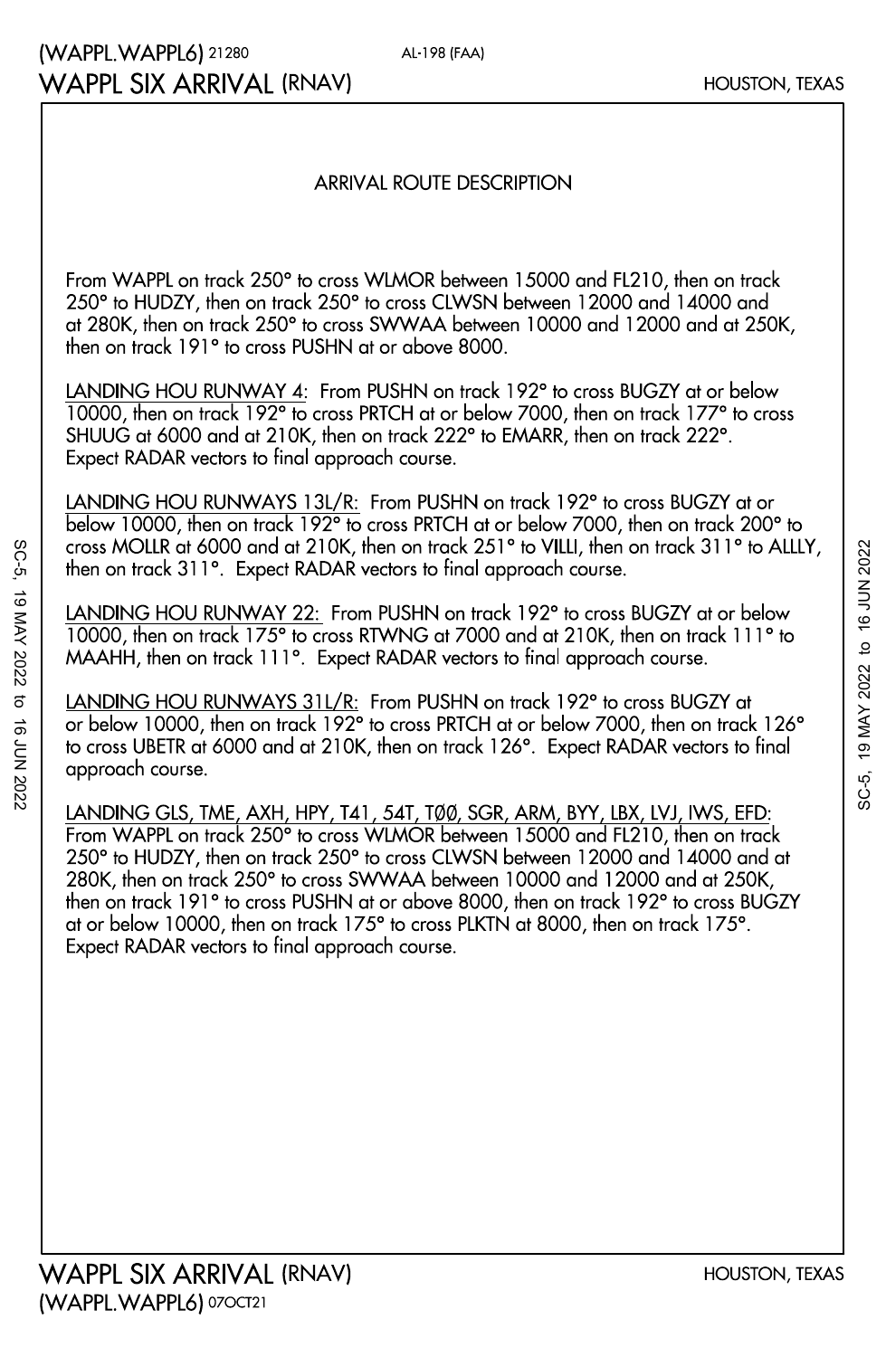# (WAPPL.WAPPL6) 21280

AL-198 (FAA)

# WAPPL SIX ARRIVAL (RNAV)

HOUSTON, TEXAS

## ARRIVAL ROUTE DESCRIPTION

From WAPPL on track 250° to cross WLMOR between 15000 and FL210, then on track 250° to HUDZY, then on track 250° to cross CLWSN between 12000 and 14000 and at 280K, then on track 250° to cross SWWAA between 10000 and 12000 and at 250K, then on track 191° to cross PUSHN at or above 8000.

LANDING HOU RUNWAY 4: From PUSHN on track 192° to cross BUGZY at or below 10000, then on track 192° to cross PRTCH at or below 7000, then on track 177° to cross SHUUG at 6000 and at 210K, then on track 222° to EMARR, then on track 222°. Expect RADAR vectors to final approach course.

LANDING HOU RUNWAYS 13L/R: From PUSHN on track 192° to cross BUGZY at or below 10000, then on track 192° to cross PRTCH at or below 7000, then on track 200° to cross MOLLR at 6000 and at 210K, then on track 251° to VILLI, then on track 311° to ALLLY, then on track 311°. Expect RADAR vectors to final approach course.

LANDING HOU RUNWAY 22: From PUSHN on track 192° to cross BUGZY at or below 10000, then on track 175° to cross RTWNG at 7000 and at 210K, then on track 111° to MAAHH, then on track 111°. Expect RADAR vectors to final approach course.

LANDING HOU RUNWAYS 31L/R: From PUSHN on track 192° to cross BUGZY at or below 10000, then on track 192° to cross PRTCH at or below 7000, then on track 126° to cross UBETR at 6000 and at 210K, then on track 126°. Expect RADAR vectors to final approach course.

LANDING GLS, TME, AXH, HPY, T41, 54T, TØØ, SGR, ARM, BYY, LBX, LVJ, IWS, EFD: From WAPPL on track 250° to cross WLMOR between 15000 and FL210, then on track 250° to HUDZY, then on track 250° to cross CLWSN between 12000 and 14000 and at 280K, then on track 250° to cross SWWAA between 10000 and 12000 and at 250K, then on track 191° to cross PUSHN at or above 8000, then on track 192° to cross BUGZY at or below 10000, then on track 175° to cross PLKTN at 8000, then on track 175°. Expect RADAR vectors to final approach course.

# WAPPL SIX ARRIVAL (RNAV)

HOUSTON, TEXAS

(WAPPL.WAPPL6) 07OCT21